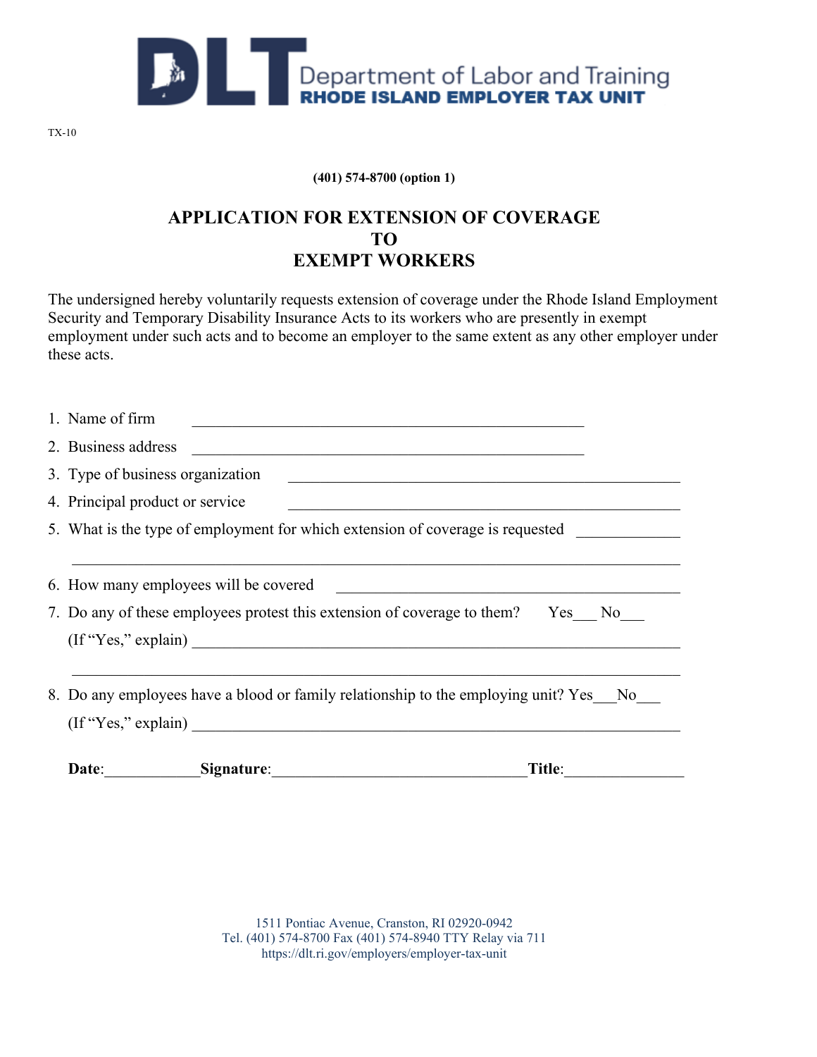Department of Labor and Training
RHODE ISLAND EMPLOYER TAX UNIT

TX-10

**(401) 574-8700 (option 1)**

# APPLICATION FOR EXTENSION OF COVERAGE TO EXEMPT WORKERS

The undersigned hereby voluntarily requests extension of coverage under the Rhode Island Employment Security and Temporary Disability Insurance Acts to its workers who are presently in exempt employment under such acts and to become an employer to the same extent as any other employer under these acts.

1. Name of firm ____________________________________________________
2. Business address ____________________________________________________
3. Type of business organization ____________________________________________________
4. Principal product or service ____________________________________________________
5. What is the type of employment for which extension of coverage is requested _____________

   ________________________________________________________________________________
6. How many employees will be covered ____________________________________________
7. Do any of these employees protest this extension of coverage to them? Yes___ No___

   (If "Yes," explain) ________________________________________________________________

   ________________________________________________________________________________
8. Do any employees have a blood or family relationship to the employing unit? Yes___No___

   (If "Yes," explain) ________________________________________________________________

**Date**:____________**Signature**:________________________________**Title**:_______________

1511 Pontiac Avenue, Cranston, RI 02920-0942
Tel. (401) 574-8700 Fax (401) 574-8940 TTY Relay via 711
https://dlt.ri.gov/employers/employer-tax-unit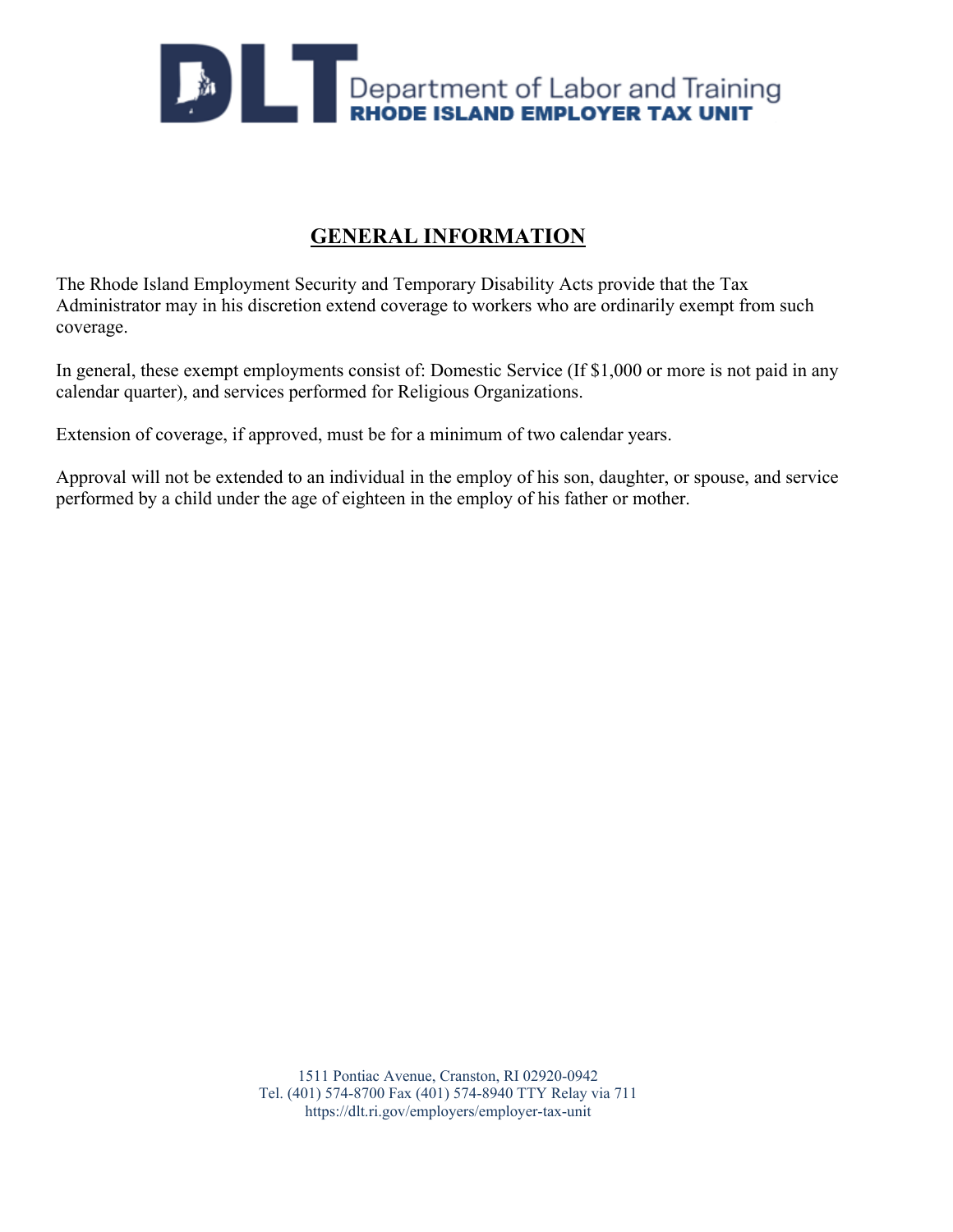# Department of Labor and Training
## RHODE ISLAND EMPLOYER TAX UNIT

## GENERAL INFORMATION

The Rhode Island Employment Security and Temporary Disability Acts provide that the Tax Administrator may in his discretion extend coverage to workers who are ordinarily exempt from such coverage.

In general, these exempt employments consist of: Domestic Service (If $1,000 or more is not paid in any calendar quarter), and services performed for Religious Organizations.

Extension of coverage, if approved, must be for a minimum of two calendar years.

Approval will not be extended to an individual in the employ of his son, daughter, or spouse, and service performed by a child under the age of eighteen in the employ of his father or mother.

1511 Pontiac Avenue, Cranston, RI 02920-0942
Tel. (401) 574-8700 Fax (401) 574-8940 TTY Relay via 711
https://dlt.ri.gov/employers/employer-tax-unit